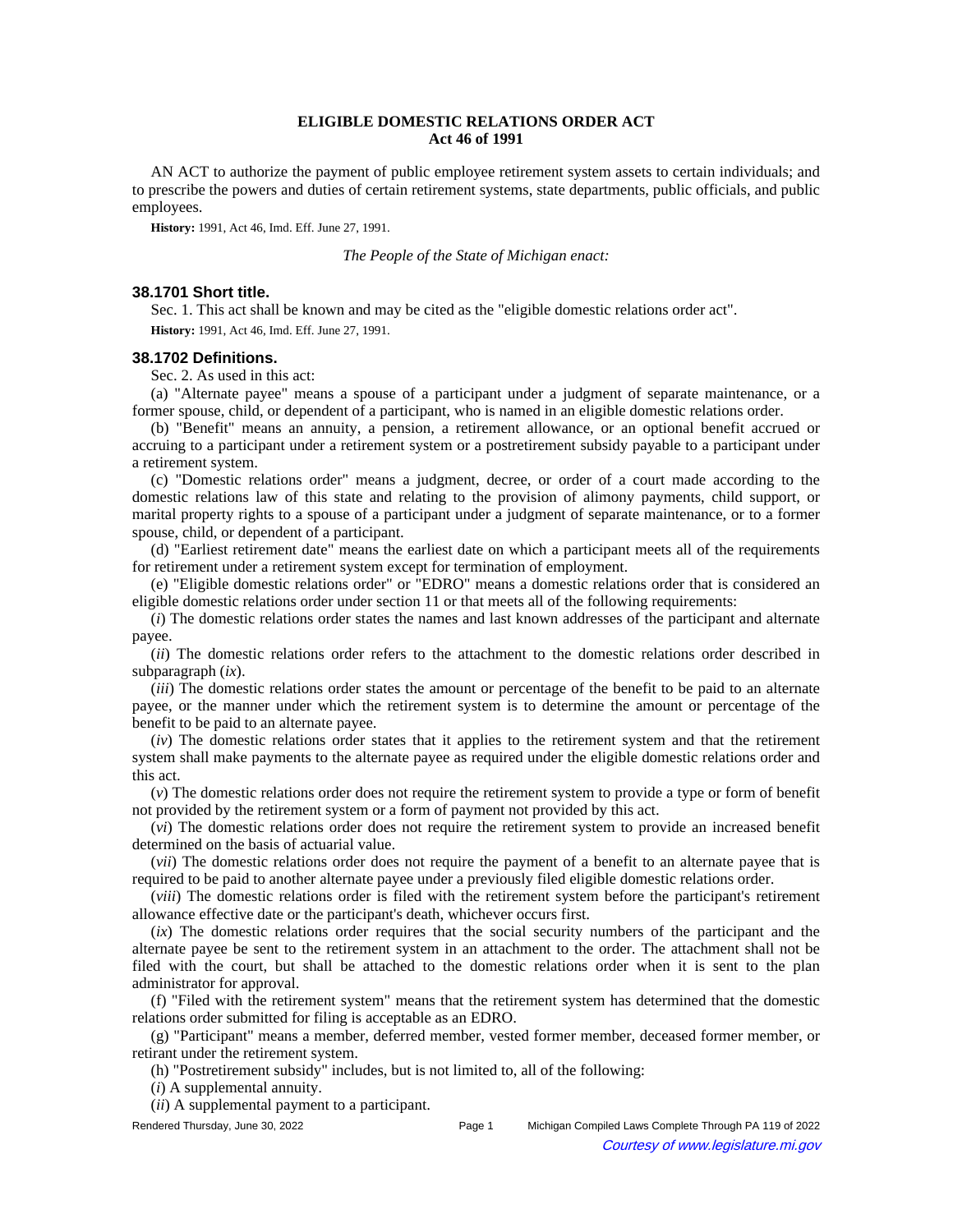# ELIGIBLE DOMESTIC RELATIONS ORDER ACT
## Act 46 of 1991

AN ACT to authorize the payment of public employee retirement system assets to certain individuals; and to prescribe the powers and duties of certain retirement systems, state departments, public officials, and public employees.

**History:** 1991, Act 46, Imd. Eff. June 27, 1991.

*The People of the State of Michigan enact:*

### 38.1701 Short title.

Sec. 1. This act shall be known and may be cited as the "eligible domestic relations order act".

**History:** 1991, Act 46, Imd. Eff. June 27, 1991.

### 38.1702 Definitions.

Sec. 2. As used in this act:

(a) "Alternate payee" means a spouse of a participant under a judgment of separate maintenance, or a former spouse, child, or dependent of a participant, who is named in an eligible domestic relations order.

(b) "Benefit" means an annuity, a pension, a retirement allowance, or an optional benefit accrued or accruing to a participant under a retirement system or a postretirement subsidy payable to a participant under a retirement system.

(c) "Domestic relations order" means a judgment, decree, or order of a court made according to the domestic relations law of this state and relating to the provision of alimony payments, child support, or marital property rights to a spouse of a participant under a judgment of separate maintenance, or to a former spouse, child, or dependent of a participant.

(d) "Earliest retirement date" means the earliest date on which a participant meets all of the requirements for retirement under a retirement system except for termination of employment.

(e) "Eligible domestic relations order" or "EDRO" means a domestic relations order that is considered an eligible domestic relations order under section 11 or that meets all of the following requirements:

(*i*) The domestic relations order states the names and last known addresses of the participant and alternate payee.

(*ii*) The domestic relations order refers to the attachment to the domestic relations order described in subparagraph (*ix*).

(*iii*) The domestic relations order states the amount or percentage of the benefit to be paid to an alternate payee, or the manner under which the retirement system is to determine the amount or percentage of the benefit to be paid to an alternate payee.

(*iv*) The domestic relations order states that it applies to the retirement system and that the retirement system shall make payments to the alternate payee as required under the eligible domestic relations order and this act.

(*v*) The domestic relations order does not require the retirement system to provide a type or form of benefit not provided by the retirement system or a form of payment not provided by this act.

(*vi*) The domestic relations order does not require the retirement system to provide an increased benefit determined on the basis of actuarial value.

(*vii*) The domestic relations order does not require the payment of a benefit to an alternate payee that is required to be paid to another alternate payee under a previously filed eligible domestic relations order.

(*viii*) The domestic relations order is filed with the retirement system before the participant's retirement allowance effective date or the participant's death, whichever occurs first.

(*ix*) The domestic relations order requires that the social security numbers of the participant and the alternate payee be sent to the retirement system in an attachment to the order. The attachment shall not be filed with the court, but shall be attached to the domestic relations order when it is sent to the plan administrator for approval.

(f) "Filed with the retirement system" means that the retirement system has determined that the domestic relations order submitted for filing is acceptable as an EDRO.

(g) "Participant" means a member, deferred member, vested former member, deceased former member, or retirant under the retirement system.

(h) "Postretirement subsidy" includes, but is not limited to, all of the following:

(*i*) A supplemental annuity.

(*ii*) A supplemental payment to a participant.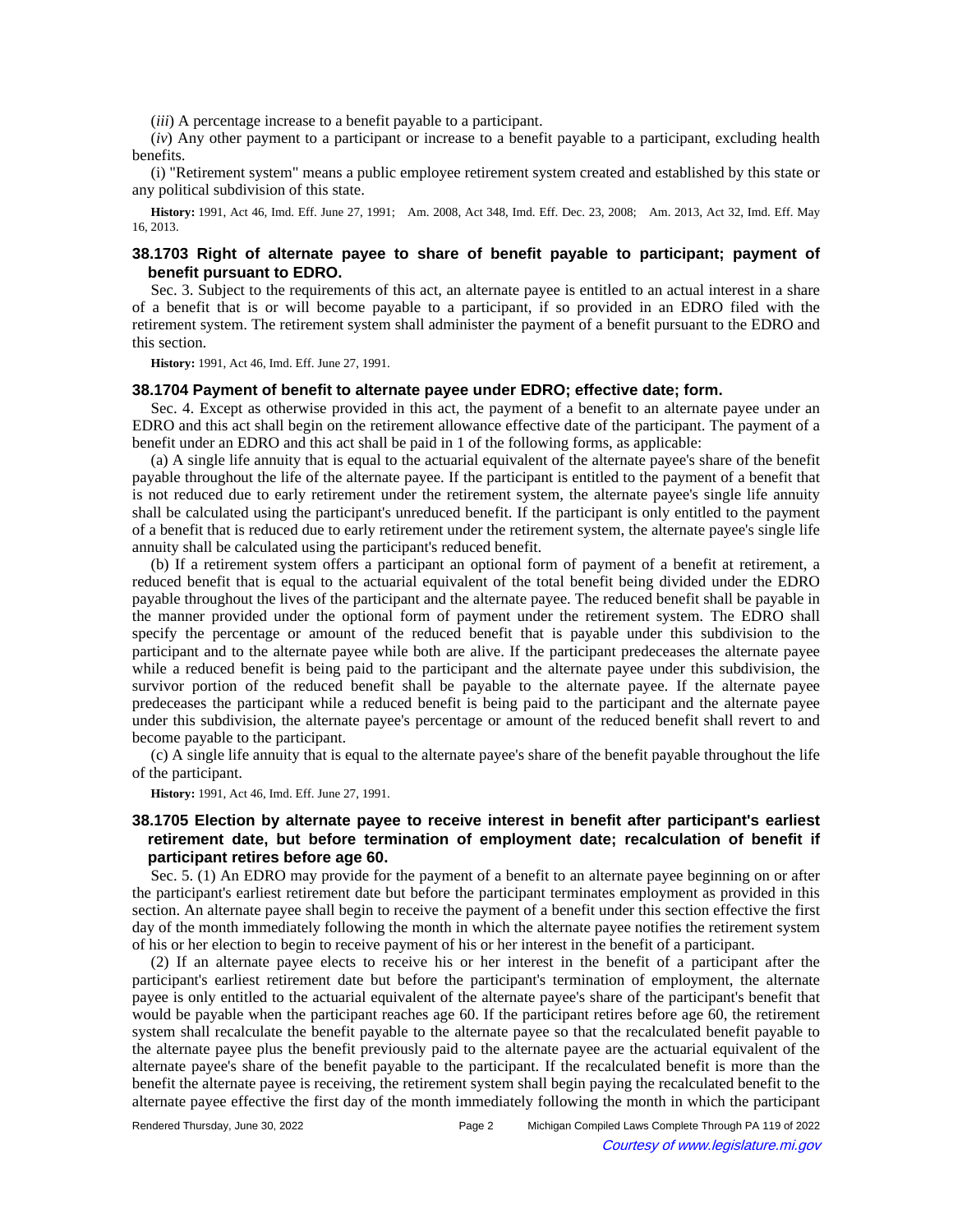(*iii*) A percentage increase to a benefit payable to a participant.

(*iv*) Any other payment to a participant or increase to a benefit payable to a participant, excluding health benefits.

(i) "Retirement system" means a public employee retirement system created and established by this state or any political subdivision of this state.

**History:** 1991, Act 46, Imd. Eff. June 27, 1991; Am. 2008, Act 348, Imd. Eff. Dec. 23, 2008; Am. 2013, Act 32, Imd. Eff. May 16, 2013.

### 38.1703 Right of alternate payee to share of benefit payable to participant; payment of benefit pursuant to EDRO.

Sec. 3. Subject to the requirements of this act, an alternate payee is entitled to an actual interest in a share of a benefit that is or will become payable to a participant, if so provided in an EDRO filed with the retirement system. The retirement system shall administer the payment of a benefit pursuant to the EDRO and this section.

**History:** 1991, Act 46, Imd. Eff. June 27, 1991.

### 38.1704 Payment of benefit to alternate payee under EDRO; effective date; form.

Sec. 4. Except as otherwise provided in this act, the payment of a benefit to an alternate payee under an EDRO and this act shall begin on the retirement allowance effective date of the participant. The payment of a benefit under an EDRO and this act shall be paid in 1 of the following forms, as applicable:

(a) A single life annuity that is equal to the actuarial equivalent of the alternate payee's share of the benefit payable throughout the life of the alternate payee. If the participant is entitled to the payment of a benefit that is not reduced due to early retirement under the retirement system, the alternate payee's single life annuity shall be calculated using the participant's unreduced benefit. If the participant is only entitled to the payment of a benefit that is reduced due to early retirement under the retirement system, the alternate payee's single life annuity shall be calculated using the participant's reduced benefit.

(b) If a retirement system offers a participant an optional form of payment of a benefit at retirement, a reduced benefit that is equal to the actuarial equivalent of the total benefit being divided under the EDRO payable throughout the lives of the participant and the alternate payee. The reduced benefit shall be payable in the manner provided under the optional form of payment under the retirement system. The EDRO shall specify the percentage or amount of the reduced benefit that is payable under this subdivision to the participant and to the alternate payee while both are alive. If the participant predeceases the alternate payee while a reduced benefit is being paid to the participant and the alternate payee under this subdivision, the survivor portion of the reduced benefit shall be payable to the alternate payee. If the alternate payee predeceases the participant while a reduced benefit is being paid to the participant and the alternate payee under this subdivision, the alternate payee's percentage or amount of the reduced benefit shall revert to and become payable to the participant.

(c) A single life annuity that is equal to the alternate payee's share of the benefit payable throughout the life of the participant.

**History:** 1991, Act 46, Imd. Eff. June 27, 1991.

### 38.1705 Election by alternate payee to receive interest in benefit after participant's earliest retirement date, but before termination of employment date; recalculation of benefit if participant retires before age 60.

Sec. 5. (1) An EDRO may provide for the payment of a benefit to an alternate payee beginning on or after the participant's earliest retirement date but before the participant terminates employment as provided in this section. An alternate payee shall begin to receive the payment of a benefit under this section effective the first day of the month immediately following the month in which the alternate payee notifies the retirement system of his or her election to begin to receive payment of his or her interest in the benefit of a participant.

(2) If an alternate payee elects to receive his or her interest in the benefit of a participant after the participant's earliest retirement date but before the participant's termination of employment, the alternate payee is only entitled to the actuarial equivalent of the alternate payee's share of the participant's benefit that would be payable when the participant reaches age 60. If the participant retires before age 60, the retirement system shall recalculate the benefit payable to the alternate payee so that the recalculated benefit payable to the alternate payee plus the benefit previously paid to the alternate payee are the actuarial equivalent of the alternate payee's share of the benefit payable to the participant. If the recalculated benefit is more than the benefit the alternate payee is receiving, the retirement system shall begin paying the recalculated benefit to the alternate payee effective the first day of the month immediately following the month in which the participant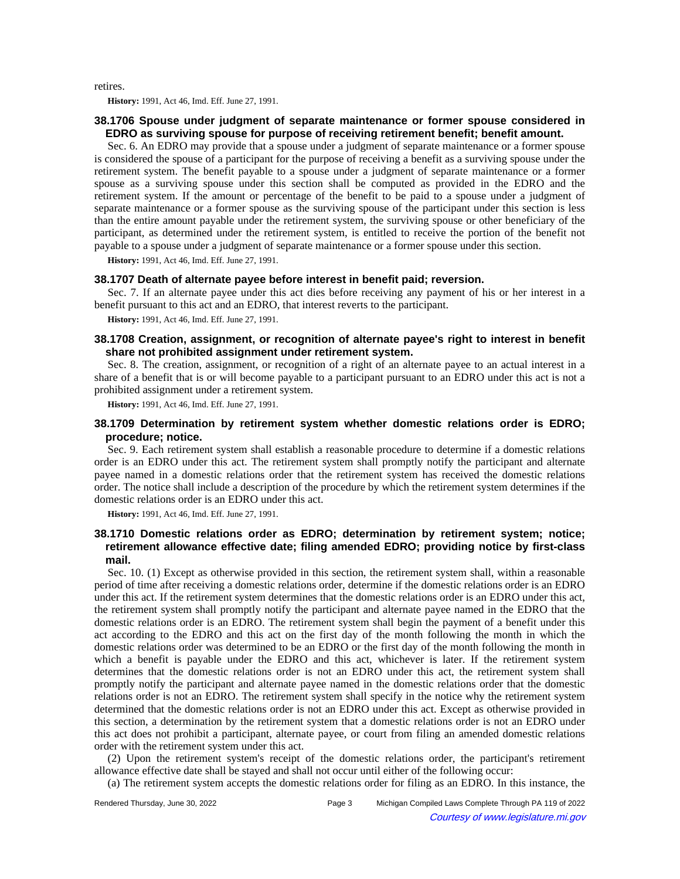retires.

**History:** 1991, Act 46, Imd. Eff. June 27, 1991.

### 38.1706 Spouse under judgment of separate maintenance or former spouse considered in EDRO as surviving spouse for purpose of receiving retirement benefit; benefit amount.

Sec. 6. An EDRO may provide that a spouse under a judgment of separate maintenance or a former spouse is considered the spouse of a participant for the purpose of receiving a benefit as a surviving spouse under the retirement system. The benefit payable to a spouse under a judgment of separate maintenance or a former spouse as a surviving spouse under this section shall be computed as provided in the EDRO and the retirement system. If the amount or percentage of the benefit to be paid to a spouse under a judgment of separate maintenance or a former spouse as the surviving spouse of the participant under this section is less than the entire amount payable under the retirement system, the surviving spouse or other beneficiary of the participant, as determined under the retirement system, is entitled to receive the portion of the benefit not payable to a spouse under a judgment of separate maintenance or a former spouse under this section.

**History:** 1991, Act 46, Imd. Eff. June 27, 1991.

### 38.1707 Death of alternate payee before interest in benefit paid; reversion.

Sec. 7. If an alternate payee under this act dies before receiving any payment of his or her interest in a benefit pursuant to this act and an EDRO, that interest reverts to the participant.

**History:** 1991, Act 46, Imd. Eff. June 27, 1991.

### 38.1708 Creation, assignment, or recognition of alternate payee's right to interest in benefit share not prohibited assignment under retirement system.

Sec. 8. The creation, assignment, or recognition of a right of an alternate payee to an actual interest in a share of a benefit that is or will become payable to a participant pursuant to an EDRO under this act is not a prohibited assignment under a retirement system.

**History:** 1991, Act 46, Imd. Eff. June 27, 1991.

### 38.1709 Determination by retirement system whether domestic relations order is EDRO; procedure; notice.

Sec. 9. Each retirement system shall establish a reasonable procedure to determine if a domestic relations order is an EDRO under this act. The retirement system shall promptly notify the participant and alternate payee named in a domestic relations order that the retirement system has received the domestic relations order. The notice shall include a description of the procedure by which the retirement system determines if the domestic relations order is an EDRO under this act.

**History:** 1991, Act 46, Imd. Eff. June 27, 1991.

### 38.1710 Domestic relations order as EDRO; determination by retirement system; notice; retirement allowance effective date; filing amended EDRO; providing notice by first-class mail.

Sec. 10. (1) Except as otherwise provided in this section, the retirement system shall, within a reasonable period of time after receiving a domestic relations order, determine if the domestic relations order is an EDRO under this act. If the retirement system determines that the domestic relations order is an EDRO under this act, the retirement system shall promptly notify the participant and alternate payee named in the EDRO that the domestic relations order is an EDRO. The retirement system shall begin the payment of a benefit under this act according to the EDRO and this act on the first day of the month following the month in which the domestic relations order was determined to be an EDRO or the first day of the month following the month in which a benefit is payable under the EDRO and this act, whichever is later. If the retirement system determines that the domestic relations order is not an EDRO under this act, the retirement system shall promptly notify the participant and alternate payee named in the domestic relations order that the domestic relations order is not an EDRO. The retirement system shall specify in the notice why the retirement system determined that the domestic relations order is not an EDRO under this act. Except as otherwise provided in this section, a determination by the retirement system that a domestic relations order is not an EDRO under this act does not prohibit a participant, alternate payee, or court from filing an amended domestic relations order with the retirement system under this act.

(2) Upon the retirement system's receipt of the domestic relations order, the participant's retirement allowance effective date shall be stayed and shall not occur until either of the following occur:

(a) The retirement system accepts the domestic relations order for filing as an EDRO. In this instance, the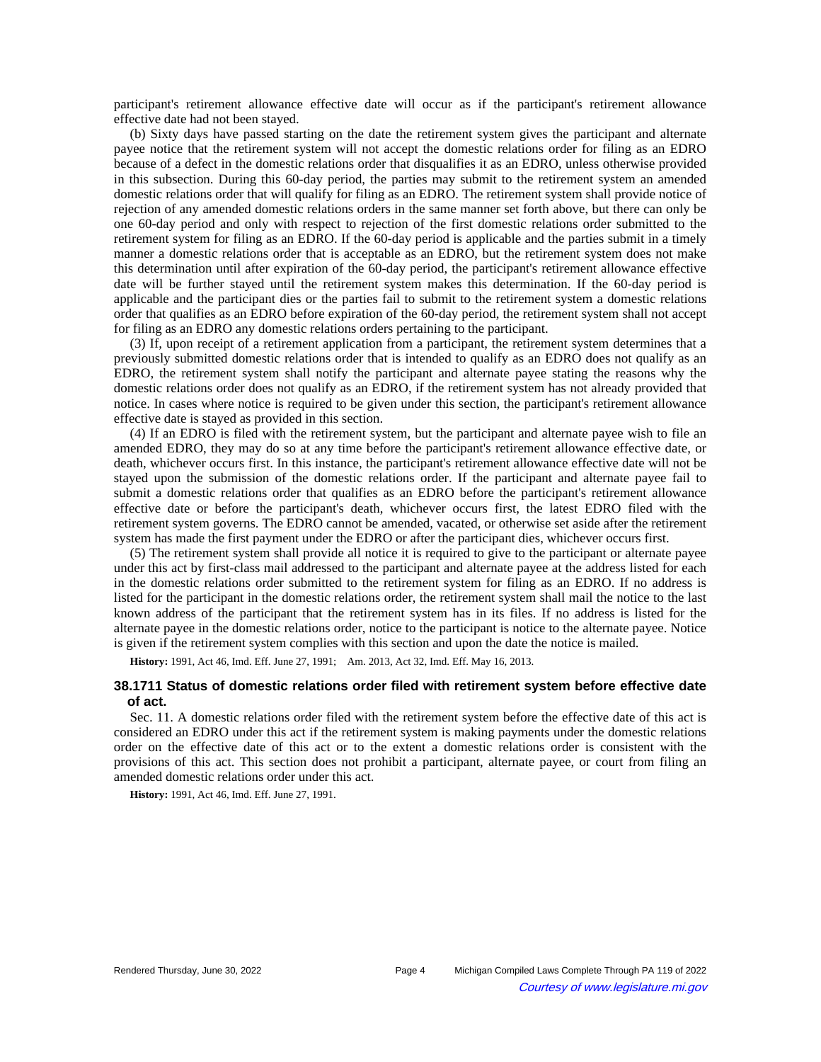participant's retirement allowance effective date will occur as if the participant's retirement allowance effective date had not been stayed.

(b) Sixty days have passed starting on the date the retirement system gives the participant and alternate payee notice that the retirement system will not accept the domestic relations order for filing as an EDRO because of a defect in the domestic relations order that disqualifies it as an EDRO, unless otherwise provided in this subsection. During this 60-day period, the parties may submit to the retirement system an amended domestic relations order that will qualify for filing as an EDRO. The retirement system shall provide notice of rejection of any amended domestic relations orders in the same manner set forth above, but there can only be one 60-day period and only with respect to rejection of the first domestic relations order submitted to the retirement system for filing as an EDRO. If the 60-day period is applicable and the parties submit in a timely manner a domestic relations order that is acceptable as an EDRO, but the retirement system does not make this determination until after expiration of the 60-day period, the participant's retirement allowance effective date will be further stayed until the retirement system makes this determination. If the 60-day period is applicable and the participant dies or the parties fail to submit to the retirement system a domestic relations order that qualifies as an EDRO before expiration of the 60-day period, the retirement system shall not accept for filing as an EDRO any domestic relations orders pertaining to the participant.

(3) If, upon receipt of a retirement application from a participant, the retirement system determines that a previously submitted domestic relations order that is intended to qualify as an EDRO does not qualify as an EDRO, the retirement system shall notify the participant and alternate payee stating the reasons why the domestic relations order does not qualify as an EDRO, if the retirement system has not already provided that notice. In cases where notice is required to be given under this section, the participant's retirement allowance effective date is stayed as provided in this section.

(4) If an EDRO is filed with the retirement system, but the participant and alternate payee wish to file an amended EDRO, they may do so at any time before the participant's retirement allowance effective date, or death, whichever occurs first. In this instance, the participant's retirement allowance effective date will not be stayed upon the submission of the domestic relations order. If the participant and alternate payee fail to submit a domestic relations order that qualifies as an EDRO before the participant's retirement allowance effective date or before the participant's death, whichever occurs first, the latest EDRO filed with the retirement system governs. The EDRO cannot be amended, vacated, or otherwise set aside after the retirement system has made the first payment under the EDRO or after the participant dies, whichever occurs first.

(5) The retirement system shall provide all notice it is required to give to the participant or alternate payee under this act by first-class mail addressed to the participant and alternate payee at the address listed for each in the domestic relations order submitted to the retirement system for filing as an EDRO. If no address is listed for the participant in the domestic relations order, the retirement system shall mail the notice to the last known address of the participant that the retirement system has in its files. If no address is listed for the alternate payee in the domestic relations order, notice to the participant is notice to the alternate payee. Notice is given if the retirement system complies with this section and upon the date the notice is mailed.

**History:** 1991, Act 46, Imd. Eff. June 27, 1991; Am. 2013, Act 32, Imd. Eff. May 16, 2013.

### 38.1711 Status of domestic relations order filed with retirement system before effective date of act.

Sec. 11. A domestic relations order filed with the retirement system before the effective date of this act is considered an EDRO under this act if the retirement system is making payments under the domestic relations order on the effective date of this act or to the extent a domestic relations order is consistent with the provisions of this act. This section does not prohibit a participant, alternate payee, or court from filing an amended domestic relations order under this act.

**History:** 1991, Act 46, Imd. Eff. June 27, 1991.